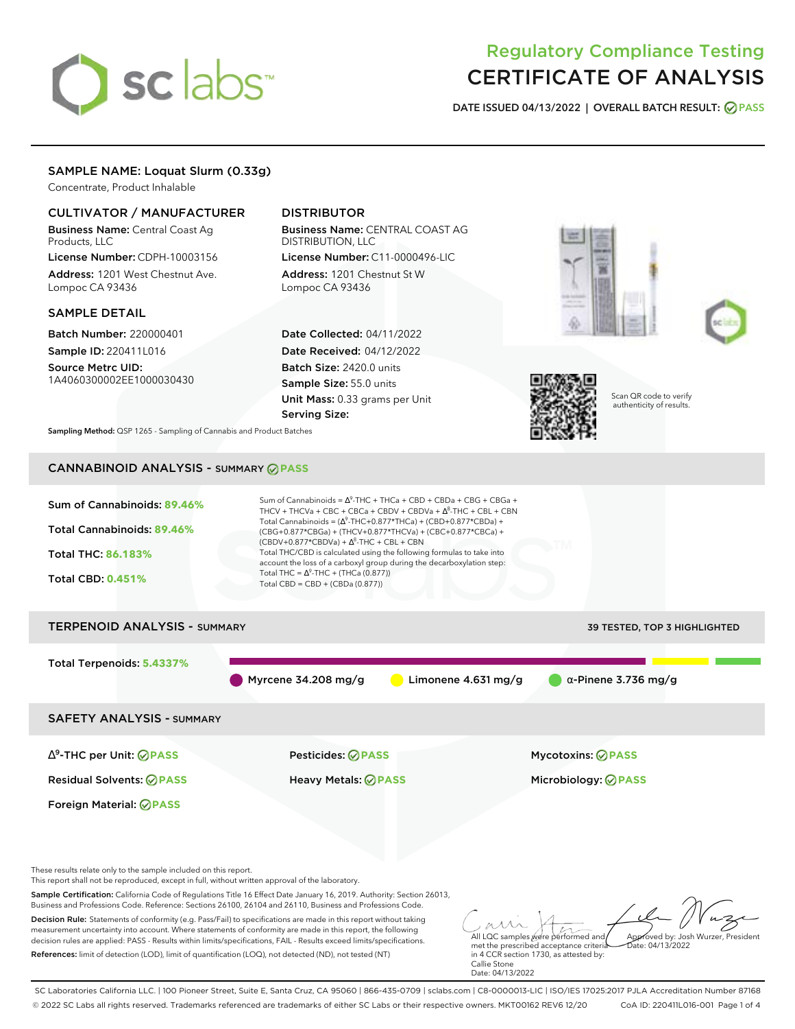# Regulatory Compliance Testing
# CERTIFICATE OF ANALYSIS

**DATE ISSUED 04/13/2022 | OVERALL BATCH RESULT: PASS**

## SAMPLE NAME: Loquat Slurm (0.33g)

Concentrate, Product Inhalable

### CULTIVATOR / MANUFACTURER

**Business Name:** Central Coast Ag Products, LLC

**License Number:** CDPH-10003156

**Address:** 1201 West Chestnut Ave. Lompoc CA 93436

### DISTRIBUTOR

**Business Name:** CENTRAL COAST AG DISTRIBUTION, LLC

**License Number:** C11-0000496-LIC

**Address:** 1201 Chestnut St W Lompoc CA 93436

### SAMPLE DETAIL

**Batch Number:** 220000401

**Sample ID:** 220411L016

**Source Metrc UID:** 1A4060300002EE1000030430

**Date Collected:** 04/11/2022

**Date Received:** 04/12/2022

**Batch Size:** 2420.0 units

**Sample Size:** 55.0 units

**Unit Mass:** 0.33 grams per Unit

**Serving Size:**

Scan QR code to verify authenticity of results.

**Sampling Method:** QSP 1265 - Sampling of Cannabis and Product Batches

## CANNABINOID ANALYSIS - SUMMARY PASS

**Sum of Cannabinoids: 89.46%**

**Total Cannabinoids: 89.46%**

**Total THC: 86.183%**

**Total CBD: 0.451%**

Sum of Cannabinoids = $\Delta^9$-THC + THCa + CBD + CBDa + CBG + CBGa + THCV + THCVa + CBC + CBCa + CBDV + CBDVa + $\Delta^8$-THC + CBL + CBN

Total Cannabinoids = ($\Delta^9$-THC+0.877*THCa) + (CBD+0.877*CBDa) + (CBG+0.877*CBGa) + (THCV+0.877*THCVa) + (CBC+0.877*CBCa) + (CBDV+0.877*CBDVa) + $\Delta^8$-THC + CBL + CBN

Total THC/CBD is calculated using the following formulas to take into account the loss of a carboxyl group during the decarboxylation step:

Total THC = $\Delta^9$-THC + (THCa (0.877))

Total CBD = CBD + (CBDa (0.877))

## TERPENOID ANALYSIS - SUMMARY

39 TESTED, TOP 3 HIGHLIGHTED

**Total Terpenoids: 5.4337%**

Myrcene 34.208 mg/g | Limonene 4.631 mg/g | α-Pinene 3.736 mg/g

## SAFETY ANALYSIS - SUMMARY

| | | |
|---|---|---|
| $\Delta^9$-THC per Unit: PASS | Pesticides: PASS | Mycotoxins: PASS |
| Residual Solvents: PASS | Heavy Metals: PASS | Microbiology: PASS |
| Foreign Material: PASS | | |

These results relate only to the sample included on this report.
This report shall not be reproduced, except in full, without written approval of the laboratory.

**Sample Certification:** California Code of Regulations Title 16 Effect Date January 16, 2019. Authority: Section 26013, Business and Professions Code. Reference: Sections 26100, 26104 and 26110, Business and Professions Code.

**Decision Rule:** Statements of conformity (e.g. Pass/Fail) to specifications are made in this report without taking measurement uncertainty into account. Where statements of conformity are made in this report, the following decision rules are applied: PASS - Results within limits/specifications, FAIL - Results exceed limits/specifications.

**References:** limit of detection (LOD), limit of quantification (LOQ), not detected (ND), not tested (NT)

All LQC samples were performed and met the prescribed acceptance criteria in 4 CCR section 1730, as attested by: Callie Stone
Date: 04/13/2022

Approved by: Josh Wurzer, President
Date: 04/13/2022

SC Laboratories California LLC. | 100 Pioneer Street, Suite E, Santa Cruz, CA 95060 | 866-435-0709 | sclabs.com | C8-0000013-LIC | ISO/IES 17025:2017 PJLA Accreditation Number 87168
© 2022 SC Labs all rights reserved. Trademarks referenced are trademarks of either SC Labs or their respective owners. MKT00162 REV6 12/20 CoA ID: 220411L016-001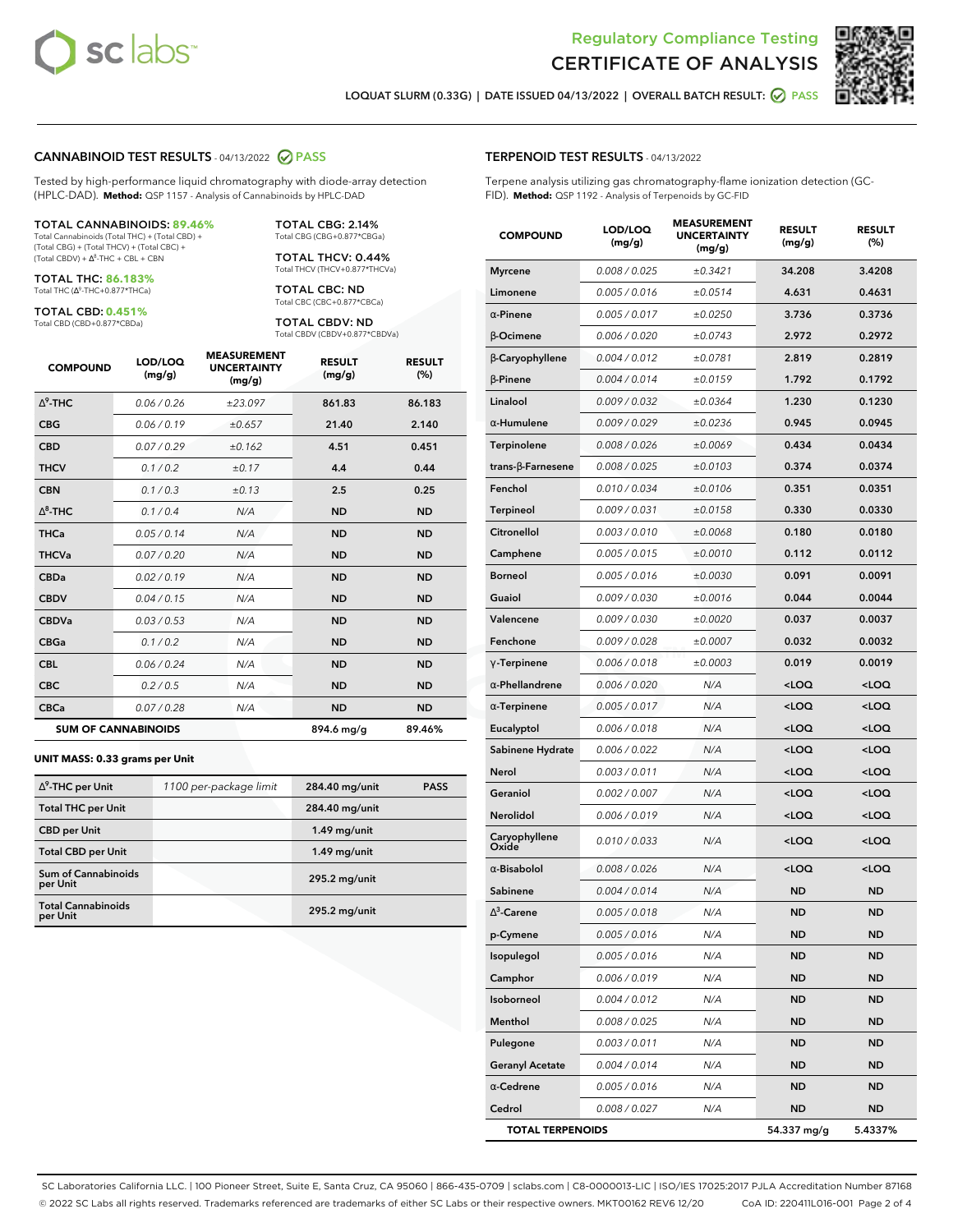# Regulatory Compliance Testing
# CERTIFICATE OF ANALYSIS

LOQUAT SLURM (0.33G) | DATE ISSUED 04/13/2022 | OVERALL BATCH RESULT: PASS

## CANNABINOID TEST RESULTS - 04/13/2022 PASS

Tested by high-performance liquid chromatography with diode-array detection (HPLC-DAD). **Method:** QSP 1157 - Analysis of Cannabinoids by HPLC-DAD

**TOTAL CANNABINOIDS: 89.46%**
Total Cannabinoids (Total THC) + (Total CBD) + (Total CBG) + (Total THCV) + (Total CBC) + (Total CBDV) + $\Delta^8$-THC + CBL + CBN

**TOTAL THC: 86.183%**
Total THC ($\Delta^9$-THC+0.877*THCa)

**TOTAL CBD: 0.451%**
Total CBD (CBD+0.877*CBDa)

**TOTAL CBG: 2.14%**
Total CBG (CBG+0.877*CBGa)

**TOTAL THCV: 0.44%**
Total THCV (THCV+0.877*THCVa)

**TOTAL CBC: ND**
Total CBC (CBC+0.877*CBCa)

**TOTAL CBDV: ND**
Total CBDV (CBDV+0.877*CBDVa)

| COMPOUND | LOD/LOQ (mg/g) | MEASUREMENT UNCERTAINTY (mg/g) | RESULT (mg/g) | RESULT (%) |
|---|---|---|---|---|
| $\Delta^9$-THC | 0.06 / 0.26 | ±23.097 | 861.83 | 86.183 |
| CBG | 0.06 / 0.19 | ±0.657 | 21.40 | 2.140 |
| CBD | 0.07 / 0.29 | ±0.162 | 4.51 | 0.451 |
| THCV | 0.1 / 0.2 | ±0.17 | 4.4 | 0.44 |
| CBN | 0.1 / 0.3 | ±0.13 | 2.5 | 0.25 |
| $\Delta^8$-THC | 0.1 / 0.4 | N/A | ND | ND |
| THCa | 0.05 / 0.14 | N/A | ND | ND |
| THCVa | 0.07 / 0.20 | N/A | ND | ND |
| CBDa | 0.02 / 0.19 | N/A | ND | ND |
| CBDV | 0.04 / 0.15 | N/A | ND | ND |
| CBDVa | 0.03 / 0.53 | N/A | ND | ND |
| CBGa | 0.1 / 0.2 | N/A | ND | ND |
| CBL | 0.06 / 0.24 | N/A | ND | ND |
| CBC | 0.2 / 0.5 | N/A | ND | ND |
| CBCa | 0.07 / 0.28 | N/A | ND | ND |
| **SUM OF CANNABINOIDS** | | | 894.6 mg/g | 89.46% |

### UNIT MASS: 0.33 grams per Unit

| | | | |
|---|---|---|---|
| $\Delta^9$-THC per Unit | 1100 per-package limit | 284.40 mg/unit | PASS |
| Total THC per Unit | | 284.40 mg/unit | |
| CBD per Unit | | 1.49 mg/unit | |
| Total CBD per Unit | | 1.49 mg/unit | |
| Sum of Cannabinoids per Unit | | 295.2 mg/unit | |
| Total Cannabinoids per Unit | | 295.2 mg/unit | |

## TERPENOID TEST RESULTS - 04/13/2022

Terpene analysis utilizing gas chromatography-flame ionization detection (GC-FID). **Method:** QSP 1192 - Analysis of Terpenoids by GC-FID

| COMPOUND | LOD/LOQ (mg/g) | MEASUREMENT UNCERTAINTY (mg/g) | RESULT (mg/g) | RESULT (%) |
|---|---|---|---|---|
| Myrcene | 0.008 / 0.025 | ±0.3421 | 34.208 | 3.4208 |
| Limonene | 0.005 / 0.016 | ±0.0514 | 4.631 | 0.4631 |
| α-Pinene | 0.005 / 0.017 | ±0.0250 | 3.736 | 0.3736 |
| β-Ocimene | 0.006 / 0.020 | ±0.0743 | 2.972 | 0.2972 |
| β-Caryophyllene | 0.004 / 0.012 | ±0.0781 | 2.819 | 0.2819 |
| β-Pinene | 0.004 / 0.014 | ±0.0159 | 1.792 | 0.1792 |
| Linalool | 0.009 / 0.032 | ±0.0364 | 1.230 | 0.1230 |
| α-Humulene | 0.009 / 0.029 | ±0.0236 | 0.945 | 0.0945 |
| Terpinolene | 0.008 / 0.026 | ±0.0069 | 0.434 | 0.0434 |
| trans-β-Farnesene | 0.008 / 0.025 | ±0.0103 | 0.374 | 0.0374 |
| Fenchol | 0.010 / 0.034 | ±0.0106 | 0.351 | 0.0351 |
| Terpineol | 0.009 / 0.031 | ±0.0158 | 0.330 | 0.0330 |
| Citronellol | 0.003 / 0.010 | ±0.0068 | 0.180 | 0.0180 |
| Camphene | 0.005 / 0.015 | ±0.0010 | 0.112 | 0.0112 |
| Borneol | 0.005 / 0.016 | ±0.0030 | 0.091 | 0.0091 |
| Guaiol | 0.009 / 0.030 | ±0.0016 | 0.044 | 0.0044 |
| Valencene | 0.009 / 0.030 | ±0.0020 | 0.037 | 0.0037 |
| Fenchone | 0.009 / 0.028 | ±0.0007 | 0.032 | 0.0032 |
| γ-Terpinene | 0.006 / 0.018 | ±0.0003 | 0.019 | 0.0019 |
| α-Phellandrene | 0.006 / 0.020 | N/A | <LOQ | <LOQ |
| α-Terpinene | 0.005 / 0.017 | N/A | <LOQ | <LOQ |
| Eucalyptol | 0.006 / 0.018 | N/A | <LOQ | <LOQ |
| Sabinene Hydrate | 0.006 / 0.022 | N/A | <LOQ | <LOQ |
| Nerol | 0.003 / 0.011 | N/A | <LOQ | <LOQ |
| Geraniol | 0.002 / 0.007 | N/A | <LOQ | <LOQ |
| Nerolidol | 0.006 / 0.019 | N/A | <LOQ | <LOQ |
| Caryophyllene Oxide | 0.010 / 0.033 | N/A | <LOQ | <LOQ |
| α-Bisabolol | 0.008 / 0.026 | N/A | <LOQ | <LOQ |
| Sabinene | 0.004 / 0.014 | N/A | ND | ND |
| $\Delta^3$-Carene | 0.005 / 0.018 | N/A | ND | ND |
| p-Cymene | 0.005 / 0.016 | N/A | ND | ND |
| Isopulegol | 0.005 / 0.016 | N/A | ND | ND |
| Camphor | 0.006 / 0.019 | N/A | ND | ND |
| Isoborneol | 0.004 / 0.012 | N/A | ND | ND |
| Menthol | 0.008 / 0.025 | N/A | ND | ND |
| Pulegone | 0.003 / 0.011 | N/A | ND | ND |
| Geranyl Acetate | 0.004 / 0.014 | N/A | ND | ND |
| α-Cedrene | 0.005 / 0.016 | N/A | ND | ND |
| Cedrol | 0.008 / 0.027 | N/A | ND | ND |
| **TOTAL TERPENOIDS** | | | 54.337 mg/g | 5.4337% |

SC Laboratories California LLC. | 100 Pioneer Street, Suite E, Santa Cruz, CA 95060 | 866-435-0709 | sclabs.com | C8-0000013-LIC | ISO/IES 17025:2017 PJLA Accreditation Number 87168
© 2022 SC Labs all rights reserved. Trademarks referenced are trademarks of either SC Labs or their respective owners. MKT00162 REV6 12/20 CoA ID: 220411L016-001